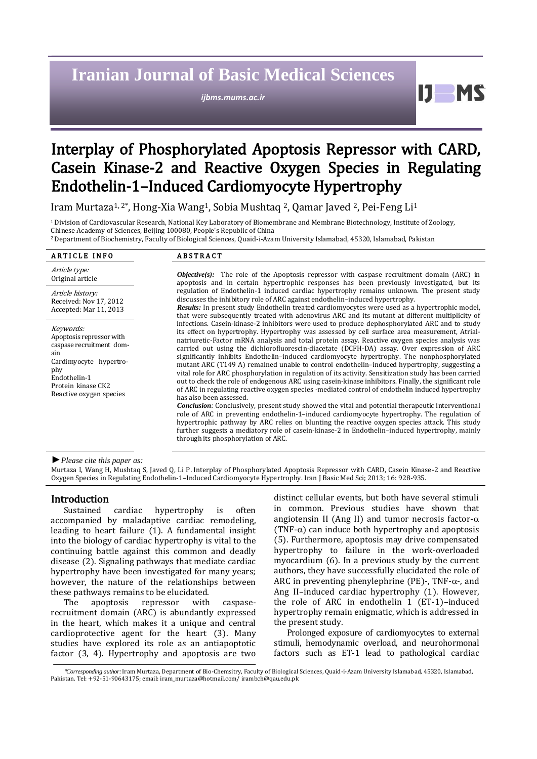# Interplay of Phosphorylated Apoptosis Repressor with CARD, Casein Kinase-2 and Reactive Oxygen Species in Regulating Endothelin-1–Induced Cardiomyocyte Hypertrophy

Iram Murtaza[1, 2*], Hong-Xia Wang[1], Sobia Mushtaq [2], Qamar Javed [2], Pei-Feng Li[1]

[1] Division of Cardiovascular Research, National Key Laboratory of Biomembrane and Membrane Biotechnology, Institute of Zoology, Chinese Academy of Sciences, Beijing 100080, People's Republic of China

[2] Department of Biochemistry, Faculty of Biological Sciences, Quaid-i-Azam University Islamabad, 45320, Islamabad, Pakistan

## ARTICLE INFO

*Article type:*
Original article

*Article history:*
Received: Nov 17, 2012
Accepted: Mar 11, 2013

*Keywords:*
Apoptosis repressor with caspase recruitment domain
Cardimyocyte hypertrophy
Endothelin-1
Protein kinase CK2
Reactive oxygen species

## ABSTRACT

***Objective(s):*** The role of the Apoptosis repressor with caspase recruitment domain (ARC) in apoptosis and in certain hypertrophic responses has been previously investigated, but its regulation of Endothelin-1 induced cardiac hypertrophy remains unknown. The present study discusses the inhibitory role of ARC against endothelin–induced hypertrophy.

***Results:*** In present study Endothelin treated cardiomyocytes were used as a hypertrophic model, that were subsequently treated with adenovirus ARC and its mutant at different multiplicity of infections. Casein-kinase-2 inhibitors were used to produce dephosphorylated ARC and to study its effect on hypertrophy. Hypertrophy was assessed by cell surface area measurement, Atrial-natriuretic-Factor mRNA analysis and total protein assay. Reactive oxygen species analysis was carried out using the dichlorofluorescin-diacetate (DCFH-DA) assay. Over expression of ARC significantly inhibits Endothelin–induced cardiomyocyte hypertrophy. The nonphosphorylated mutant ARC (T149 A) remained unable to control endothelin–induced hypertrophy, suggesting a vital role for ARC phosphorylation in regulation of its activity. Sensitization study has been carried out to check the role of endogenous ARC using casein-kinase inhibitors. Finally, the significant role of ARC in regulating reactive oxygen species -mediated control of endothelin induced hypertrophy has also been assessed.

***Conclusion:*** Conclusively, present study showed the vital and potential therapeutic interventional role of ARC in preventing endothelin-1–induced cardiomyocyte hypertrophy. The regulation of hypertrophic pathway by ARC relies on blunting the reactive oxygen species attack. This study further suggests a mediatory role of casein-kinase-2 in Endothelin–induced hypertrophy, mainly through its phosphorylation of ARC.

*►Please cite this paper as:*

Murtaza I, Wang H, Mushtaq S, Javed Q, Li P. Interplay of Phosphorylated Apoptosis Repressor with CARD, Casein Kinase-2 and Reactive Oxygen Species in Regulating Endothelin-1–Induced Cardiomyocyte Hypertrophy. Iran J Basic Med Sci; 2013; 16: 928-935.

## Introduction

Sustained cardiac hypertrophy is often accompanied by maladaptive cardiac remodeling, leading to heart failure (1). A fundamental insight into the biology of cardiac hypertrophy is vital to the continuing battle against this common and deadly disease (2). Signaling pathways that mediate cardiac hypertrophy have been investigated for many years; however, the nature of the relationships between these pathways remains to be elucidated.

The apoptosis repressor with caspase-recruitment domain (ARC) is abundantly expressed in the heart, which makes it a unique and central cardioprotective agent for the heart (3). Many studies have explored its role as an antiapoptotic factor (3, 4). Hypertrophy and apoptosis are two distinct cellular events, but both have several stimuli in common. Previous studies have shown that angiotensin II (Ang II) and tumor necrosis factor-$\alpha$ (TNF-$\alpha$) can induce both hypertrophy and apoptosis (5). Furthermore, apoptosis may drive compensated hypertrophy to failure in the work-overloaded myocardium (6). In a previous study by the current authors, they have successfully elucidated the role of ARC in preventing phenylephrine (PE)-, TNF-$\alpha$-, and Ang II–induced cardiac hypertrophy (1). However, the role of ARC in endothelin 1 (ET-1)–induced hypertrophy remain enigmatic, which is addressed in the present study.

Prolonged exposure of cardiomyocytes to external stimuli, hemodynamic overload, and neurohormonal factors such as ET-1 lead to pathological cardiac

*\*Corresponding author:* Iram Murtaza, Department of Bio-Chemsitry, Faculty of Biological Sciences, Quaid-i-Azam University Islamabad, 45320, Islamabad, Pakistan. Tel: +92-51-90643175; email: iram_murtaza@hotmail.com/ irambch@qau.edu.pk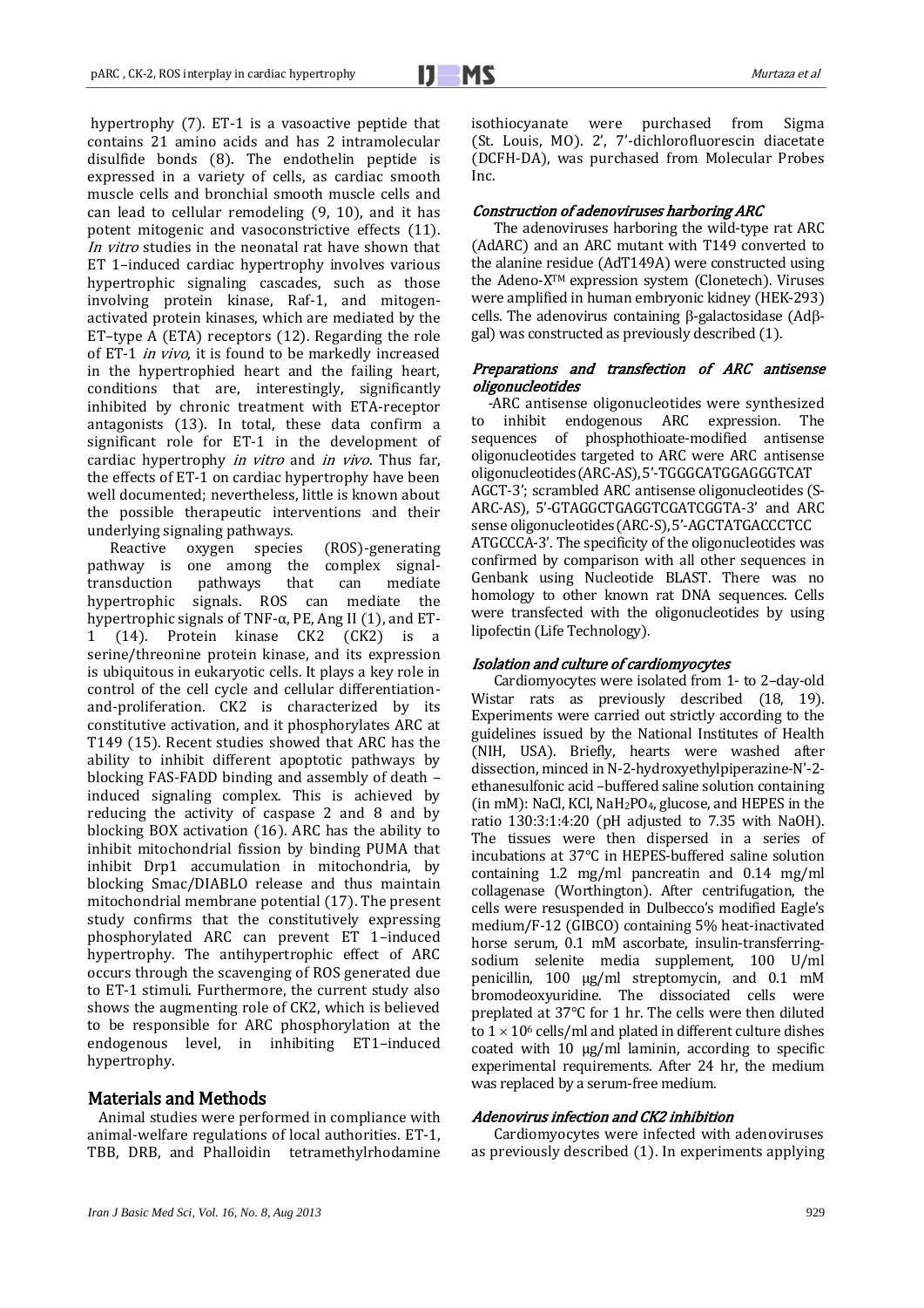hypertrophy (7). ET-1 is a vasoactive peptide that contains 21 amino acids and has 2 intramolecular disulfide bonds (8). The endothelin peptide is expressed in a variety of cells, as cardiac smooth muscle cells and bronchial smooth muscle cells and can lead to cellular remodeling (9, 10), and it has potent mitogenic and vasoconstrictive effects (11). *In vitro* studies in the neonatal rat have shown that ET 1–induced cardiac hypertrophy involves various hypertrophic signaling cascades, such as those involving protein kinase, Raf-1, and mitogen-activated protein kinases, which are mediated by the ET–type A (ETA) receptors (12). Regarding the role of ET-1 *in vivo*, it is found to be markedly increased in the hypertrophied heart and the failing heart, conditions that are, interestingly, significantly inhibited by chronic treatment with ETA-receptor antagonists (13). In total, these data confirm a significant role for ET-1 in the development of cardiac hypertrophy *in vitro* and *in vivo*. Thus far, the effects of ET-1 on cardiac hypertrophy have been well documented; nevertheless, little is known about the possible therapeutic interventions and their underlying signaling pathways.

Reactive oxygen species (ROS)-generating pathway is one among the complex signal-transduction pathways that can mediate hypertrophic signals. ROS can mediate the hypertrophic signals of TNF-α, PE, Ang II (1), and ET-1 (14). Protein kinase CK2 (CK2) is a serine/threonine protein kinase, and its expression is ubiquitous in eukaryotic cells. It plays a key role in control of the cell cycle and cellular differentiation-and-proliferation. CK2 is characterized by its constitutive activation, and it phosphorylates ARC at T149 (15). Recent studies showed that ARC has the ability to inhibit different apoptotic pathways by blocking FAS-FADD binding and assembly of death –induced signaling complex. This is achieved by reducing the activity of caspase 2 and 8 and by blocking BOX activation (16). ARC has the ability to inhibit mitochondrial fission by binding PUMA that inhibit Drp1 accumulation in mitochondria, by blocking Smac/DIABLO release and thus maintain mitochondrial membrane potential (17). The present study confirms that the constitutively expressing phosphorylated ARC can prevent ET 1–induced hypertrophy. The antihypertrophic effect of ARC occurs through the scavenging of ROS generated due to ET-1 stimuli. Furthermore, the current study also shows the augmenting role of CK2, which is believed to be responsible for ARC phosphorylation at the endogenous level, in inhibiting ET1–induced hypertrophy.

## Materials and Methods

Animal studies were performed in compliance with animal-welfare regulations of local authorities. ET-1, TBB, DRB, and Phalloidin tetramethylrhodamine isothiocyanate were purchased from Sigma (St. Louis, MO). 2', 7'-dichlorofluorescin diacetate (DCFH-DA), was purchased from Molecular Probes Inc.

### *Construction of adenoviruses harboring ARC*

The adenoviruses harboring the wild-type rat ARC (AdARC) and an ARC mutant with T149 converted to the alanine residue (AdT149A) were constructed using the Adeno-X™ expression system (Clonetech). Viruses were amplified in human embryonic kidney (HEK-293) cells. The adenovirus containing β-galactosidase (Adβ-gal) was constructed as previously described (1).

### *Preparations and transfection of ARC antisense oligonucleotides*

-ARC antisense oligonucleotides were synthesized to inhibit endogenous ARC expression. The sequences of phosphothioate-modified antisense oligonucleotides targeted to ARC were ARC antisense oligonucleotides (ARC-AS), 5'-TGGGCATGGAGGGTCAT AGCT-3'; scrambled ARC antisense oligonucleotides (S-ARC-AS), 5'-GTAGGCTGAGGTCGATCGGTA-3' and ARC sense oligonucleotides (ARC-S), 5'-AGCTATGACCCTCC ATGCCCA-3'. The specificity of the oligonucleotides was confirmed by comparison with all other sequences in Genbank using Nucleotide BLAST. There was no homology to other known rat DNA sequences. Cells were transfected with the oligonucleotides by using lipofectin (Life Technology).

### *Isolation and culture of cardiomyocytes*

Cardiomyocytes were isolated from 1- to 2–day-old Wistar rats as previously described (18, 19). Experiments were carried out strictly according to the guidelines issued by the National Institutes of Health (NIH, USA). Briefly, hearts were washed after dissection, minced in N-2-hydroxyethylpiperazine-N'-2-ethanesulfonic acid –buffered saline solution containing (in mM): NaCl, KCl, $NaH_2PO_4$, glucose, and HEPES in the ratio 130:3:1:4:20 (pH adjusted to 7.35 with NaOH). The tissues were then dispersed in a series of incubations at 37°C in HEPES-buffered saline solution containing 1.2 mg/ml pancreatin and 0.14 mg/ml collagenase (Worthington). After centrifugation, the cells were resuspended in Dulbecco's modified Eagle's medium/F-12 (GIBCO) containing 5% heat-inactivated horse serum, 0.1 mM ascorbate, insulin-transferring-sodium selenite media supplement, 100 U/ml penicillin, 100 μg/ml streptomycin, and 0.1 mM bromodeoxyuridine. The dissociated cells were preplated at 37°C for 1 hr. The cells were then diluted to $1 \times 10^6$ cells/ml and plated in different culture dishes coated with 10 μg/ml laminin, according to specific experimental requirements. After 24 hr, the medium was replaced by a serum-free medium.

### *Adenovirus infection and CK2 inhibition*

Cardiomyocytes were infected with adenoviruses as previously described (1). In experiments applying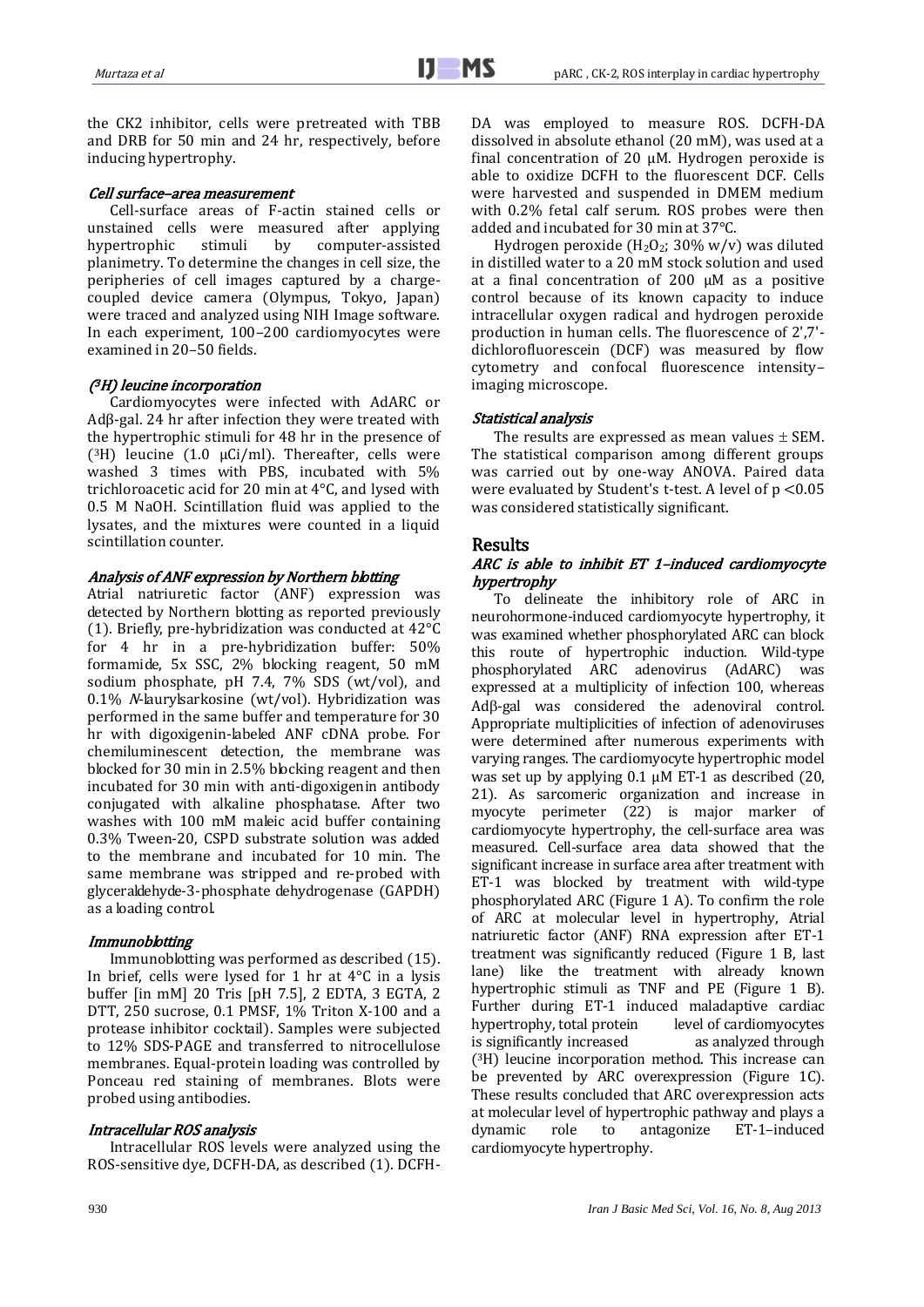the CK2 inhibitor, cells were pretreated with TBB and DRB for 50 min and 24 hr, respectively, before inducing hypertrophy.

### *Cell surface–area measurement*

Cell-surface areas of F-actin stained cells or unstained cells were measured after applying hypertrophic stimuli by computer-assisted planimetry. To determine the changes in cell size, the peripheries of cell images captured by a charge-coupled device camera (Olympus, Tokyo, Japan) were traced and analyzed using NIH Image software. In each experiment, 100–200 cardiomyocytes were examined in 20–50 fields.

### *($^{3}$H) leucine incorporation*

Cardiomyocytes were infected with AdARC or Adβ-gal. 24 hr after infection they were treated with the hypertrophic stimuli for 48 hr in the presence of ($^{3}$H) leucine (1.0 μCi/ml). Thereafter, cells were washed 3 times with PBS, incubated with 5% trichloroacetic acid for 20 min at 4°C, and lysed with 0.5 M NaOH. Scintillation fluid was applied to the lysates, and the mixtures were counted in a liquid scintillation counter.

### *Analysis of ANF expression by Northern blotting*

Atrial natriuretic factor (ANF) expression was detected by Northern blotting as reported previously (1). Briefly, pre-hybridization was conducted at 42°C for 4 hr in a pre-hybridization buffer: 50% formamide, 5x SSC, 2% blocking reagent, 50 mM sodium phosphate, pH 7.4, 7% SDS (wt/vol), and 0.1% *N*-laurylsarkosine (wt/vol). Hybridization was performed in the same buffer and temperature for 30 hr with digoxigenin-labeled ANF cDNA probe. For chemiluminescent detection, the membrane was blocked for 30 min in 2.5% blocking reagent and then incubated for 30 min with anti-digoxigenin antibody conjugated with alkaline phosphatase. After two washes with 100 mM maleic acid buffer containing 0.3% Tween-20, CSPD substrate solution was added to the membrane and incubated for 10 min. The same membrane was stripped and re-probed with glyceraldehyde-3-phosphate dehydrogenase (GAPDH) as a loading control.

### *Immunoblotting*

Immunoblotting was performed as described (15). In brief, cells were lysed for 1 hr at 4°C in a lysis buffer [in mM] 20 Tris [pH 7.5], 2 EDTA, 3 EGTA, 2 DTT, 250 sucrose, 0.1 PMSF, 1% Triton X-100 and a protease inhibitor cocktail). Samples were subjected to 12% SDS-PAGE and transferred to nitrocellulose membranes. Equal-protein loading was controlled by Ponceau red staining of membranes. Blots were probed using antibodies.

### *Intracellular ROS analysis*

Intracellular ROS levels were analyzed using the ROS-sensitive dye, DCFH-DA, as described (1). DCFH-DA was employed to measure ROS. DCFH-DA dissolved in absolute ethanol (20 mM), was used at a final concentration of 20 μM. Hydrogen peroxide is able to oxidize DCFH to the fluorescent DCF. Cells were harvested and suspended in DMEM medium with 0.2% fetal calf serum. ROS probes were then added and incubated for 30 min at 37°C.

Hydrogen peroxide ($H_2O_2$; 30% w/v) was diluted in distilled water to a 20 mM stock solution and used at a final concentration of 200 μM as a positive control because of its known capacity to induce intracellular oxygen radical and hydrogen peroxide production in human cells. The fluorescence of 2',7'-dichlorofluorescein (DCF) was measured by flow cytometry and confocal fluorescence intensity–imaging microscope.

### *Statistical analysis*

The results are expressed as mean values ± SEM. The statistical comparison among different groups was carried out by one-way ANOVA. Paired data were evaluated by Student's t-test. A level of $p < 0.05$ was considered statistically significant.

## Results

### *ARC is able to inhibit ET 1–induced cardiomyocyte hypertrophy*

To delineate the inhibitory role of ARC in neurohormone-induced cardiomyocyte hypertrophy, it was examined whether phosphorylated ARC can block this route of hypertrophic induction. Wild-type phosphorylated ARC adenovirus (AdARC) was expressed at a multiplicity of infection 100, whereas Adβ-gal was considered the adenoviral control. Appropriate multiplicities of infection of adenoviruses were determined after numerous experiments with varying ranges. The cardiomyocyte hypertrophic model was set up by applying 0.1 μM ET-1 as described (20, 21). As sarcomeric organization and increase in myocyte perimeter (22) is major marker of cardiomyocyte hypertrophy, the cell-surface area was measured. Cell-surface area data showed that the significant increase in surface area after treatment with ET-1 was blocked by treatment with wild-type phosphorylated ARC (Figure 1 A). To confirm the role of ARC at molecular level in hypertrophy, Atrial natriuretic factor (ANF) RNA expression after ET-1 treatment was significantly reduced (Figure 1 B, last lane) like the treatment with already known hypertrophic stimuli as TNF and PE (Figure 1 B). Further during ET-1 induced maladaptive cardiac hypertrophy, total protein level of cardiomyocytes is significantly increased as analyzed through ($^{3}$H) leucine incorporation method. This increase can be prevented by ARC overexpression (Figure 1C). These results concluded that ARC overexpression acts at molecular level of hypertrophic pathway and plays a dynamic role to antagonize ET-1–induced cardiomyocyte hypertrophy.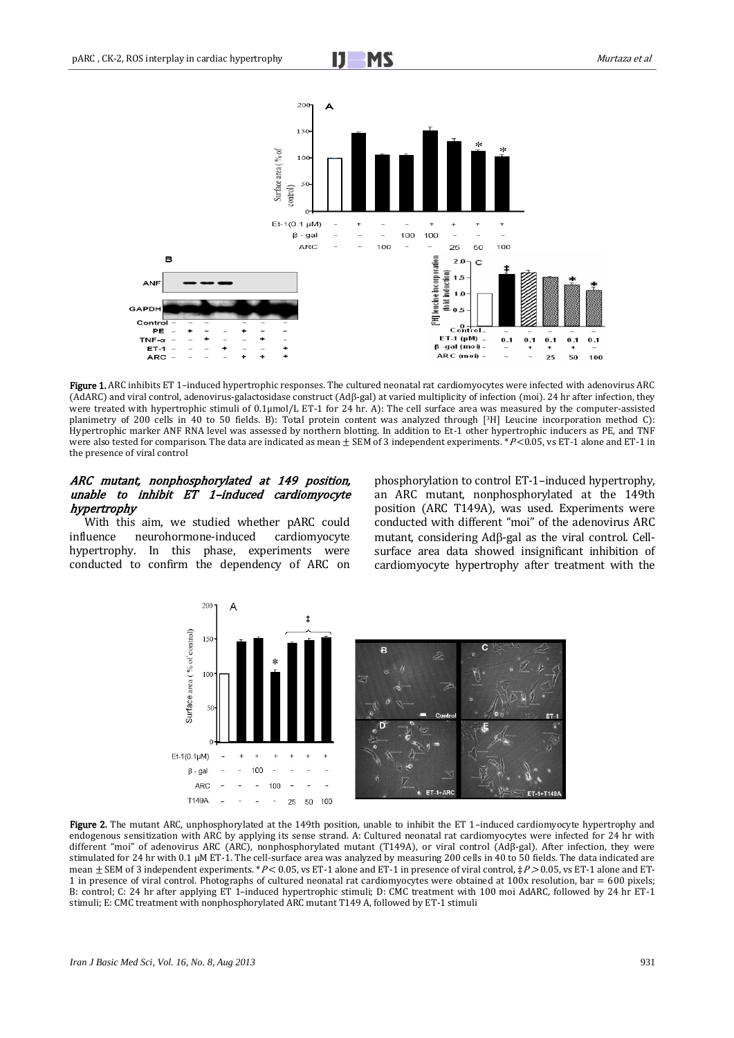**Figure 1.** ARC inhibits ET 1–induced hypertrophic responses. The cultured neonatal rat cardiomyocytes were infected with adenovirus ARC (AdARC) and viral control, adenovirus-galactosidase construct (Adβ-gal) at varied multiplicity of infection (moi). 24 hr after infection, they were treated with hypertrophic stimuli of 0.1μmol/L ET-1 for 24 hr. A): The cell surface area was measured by the computer-assisted planimetry of 200 cells in 40 to 50 fields. B): Total protein content was analyzed through [$^3$H] Leucine incorporation method C): Hypertrophic marker ANF RNA level was assessed by northern blotting. In addition to Et-1 other hypertrophic inducers as PE, and TNF were also tested for comparison. The data are indicated as mean ± SEM of 3 independent experiments. *$P$<0.05, vs ET-1 alone and ET-1 in the presence of viral control

### *ARC mutant, nonphosphorylated at 149 position, unable to inhibit ET 1–induced cardiomyocyte hypertrophy*

With this aim, we studied whether pARC could influence neurohormone-induced cardiomyocyte hypertrophy. In this phase, experiments were conducted to confirm the dependency of ARC on phosphorylation to control ET-1–induced hypertrophy, an ARC mutant, nonphosphorylated at the 149th position (ARC T149A), was used. Experiments were conducted with different "moi" of the adenovirus ARC mutant, considering Adβ-gal as the viral control. Cell-surface area data showed insignificant inhibition of cardiomyocyte hypertrophy after treatment with the

**Figure 2.** The mutant ARC, unphosphorylated at the 149th position, unable to inhibit the ET 1–induced cardiomyocyte hypertrophy and endogenous sensitization with ARC by applying its sense strand. A: Cultured neonatal rat cardiomyocytes were infected for 24 hr with different "moi" of adenovirus ARC (ARC), nonphosphorylated mutant (T149A), or viral control (Adβ-gal). After infection, they were stimulated for 24 hr with 0.1 μM ET-1. The cell-surface area was analyzed by measuring 200 cells in 40 to 50 fields. The data indicated are mean ± SEM of 3 independent experiments. *$P$< 0.05, vs ET-1 alone and ET-1 in presence of viral control, ‡$P$> 0.05, vs ET-1 alone and ET-1 in presence of viral control. Photographs of cultured neonatal rat cardiomyocytes were obtained at 100x resolution, bar = 600 pixels; B: control; C: 24 hr after applying ET 1–induced hypertrophic stimuli; D: CMC treatment with 100 moi AdARC, followed by 24 hr ET-1 stimuli; E: CMC treatment with nonphosphorylated ARC mutant T149 A, followed by ET-1 stimuli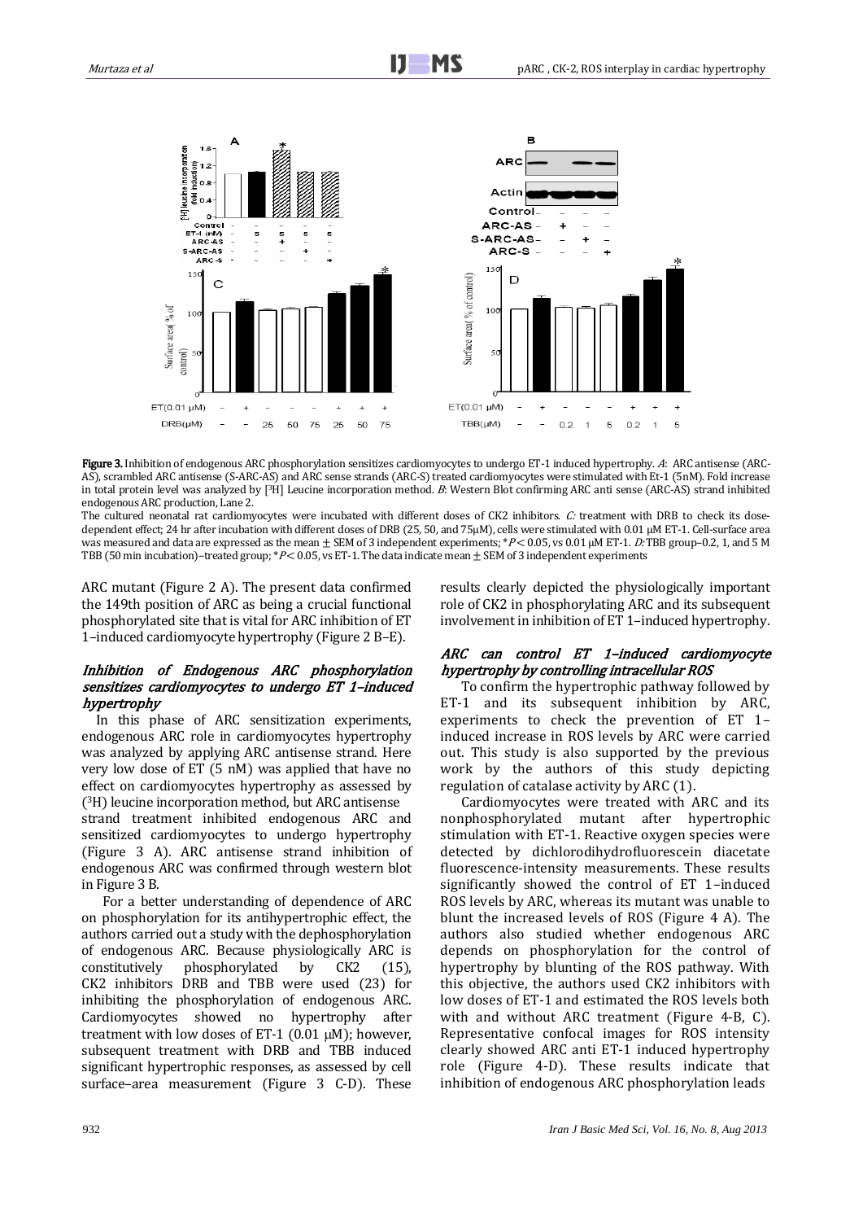**Figure 3.** Inhibition of endogenous ARC phosphorylation sensitizes cardiomyocytes to undergo ET-1 induced hypertrophy. *A*: ARC antisense (ARC-AS), scrambled ARC antisense (S-ARC-AS) and ARC sense strands (ARC-S) treated cardiomyocytes were stimulated with Et-1 (5nM). Fold increase in total protein level was analyzed by [$^3$H] Leucine incorporation method. *B*: Western Blot confirming ARC anti sense (ARC-AS) strand inhibited endogenous ARC production, Lane 2.

The cultured neonatal rat cardiomyocytes were incubated with different doses of CK2 inhibitors. *C:* treatment with DRB to check its dose-dependent effect; 24 hr after incubation with different doses of DRB (25, 50, and 75μM), cells were stimulated with 0.01 μM ET-1. Cell-surface area was measured and data are expressed as the mean ± SEM of 3 independent experiments; *$P$< 0.05, vs 0.01 μM ET-1. *D:* TBB group–0.2, 1, and 5 M TBB (50 min incubation)–treated group; *$P$< 0.05, vs ET-1. The data indicate mean ± SEM of 3 independent experiments

ARC mutant (Figure 2 A). The present data confirmed the 149th position of ARC as being a crucial functional phosphorylated site that is vital for ARC inhibition of ET 1–induced cardiomyocyte hypertrophy (Figure 2 B–E).

### *Inhibition of Endogenous ARC phosphorylation sensitizes cardiomyocytes to undergo ET 1–induced hypertrophy*

In this phase of ARC sensitization experiments, endogenous ARC role in cardiomyocytes hypertrophy was analyzed by applying ARC antisense strand. Here very low dose of ET (5 nM) was applied that have no effect on cardiomyocytes hypertrophy as assessed by ($^3$H) leucine incorporation method, but ARC antisense strand treatment inhibited endogenous ARC and sensitized cardiomyocytes to undergo hypertrophy (Figure 3 A). ARC antisense strand inhibition of endogenous ARC was confirmed through western blot in Figure 3 B.

For a better understanding of dependence of ARC on phosphorylation for its antihypertrophic effect, the authors carried out a study with the dephosphorylation of endogenous ARC. Because physiologically ARC is constitutively phosphorylated by CK2 (15), CK2 inhibitors DRB and TBB were used (23) for inhibiting the phosphorylation of endogenous ARC. Cardiomyocytes showed no hypertrophy after treatment with low doses of ET-1 (0.01 μM); however, subsequent treatment with DRB and TBB induced significant hypertrophic responses, as assessed by cell surface–area measurement (Figure 3 C-D). These results clearly depicted the physiologically important role of CK2 in phosphorylating ARC and its subsequent involvement in inhibition of ET 1–induced hypertrophy.

### *ARC can control ET 1–induced cardiomyocyte hypertrophy by controlling intracellular ROS*

To confirm the hypertrophic pathway followed by ET-1 and its subsequent inhibition by ARC, experiments to check the prevention of ET 1–induced increase in ROS levels by ARC were carried out. This study is also supported by the previous work by the authors of this study depicting regulation of catalase activity by ARC (1).

Cardiomyocytes were treated with ARC and its nonphosphorylated mutant after hypertrophic stimulation with ET-1. Reactive oxygen species were detected by dichlorodihydrofluorescein diacetate fluorescence-intensity measurements. These results significantly showed the control of ET 1–induced ROS levels by ARC, whereas its mutant was unable to blunt the increased levels of ROS (Figure 4 A). The authors also studied whether endogenous ARC depends on phosphorylation for the control of hypertrophy by blunting of the ROS pathway. With this objective, the authors used CK2 inhibitors with low doses of ET-1 and estimated the ROS levels both with and without ARC treatment (Figure 4-B, C). Representative confocal images for ROS intensity clearly showed ARC anti ET-1 induced hypertrophy role (Figure 4-D). These results indicate that inhibition of endogenous ARC phosphorylation leads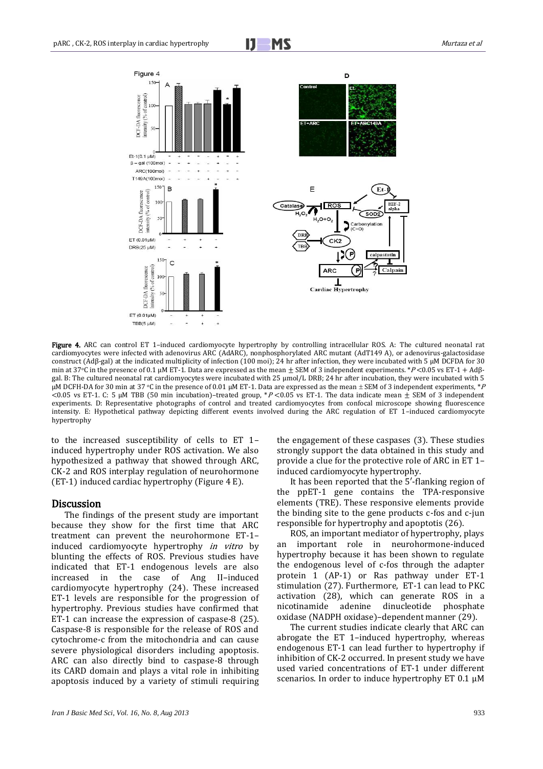**Figure 4.** ARC can control ET 1–induced cardiomyocyte hypertrophy by controlling intracellular ROS. A: The cultured neonatal rat cardiomyocytes were infected with adenovirus ARC (AdARC), nonphosphorylated ARC mutant (AdT149 A), or adenovirus-galactosidase construct (Adβ-gal) at the indicated multiplicity of infection (100 moi); 24 hr after infection, they were incubated with 5 μM DCFDA for 30 min at 37°C in the presence of 0.1 μM ET-1. Data are expressed as the mean ± SEM of 3 independent experiments. *$P$ <0.05 vs ET-1 + Adβ-gal. B: The cultured neonatal rat cardiomyocytes were incubated with 25 μmol/L DRB; 24 hr after incubation, they were incubated with 5 μM DCFH-DA for 30 min at 37 °C in the presence of 0.01 μM ET-1. Data are expressed as the mean ± SEM of 3 independent experiments, *$P$ <0.05 vs ET-1. C: 5 μM TBB (50 min incubation)–treated group, *$P$ <0.05 vs ET-1. The data indicate mean ± SEM of 3 independent experiments. D: Representative photographs of control and treated cardiomyocytes from confocal microscope showing fluorescence intensity. E: Hypothetical pathway depicting different events involved during the ARC regulation of ET 1–induced cardiomyocyte hypertrophy

to the increased susceptibility of cells to ET 1–induced hypertrophy under ROS activation. We also hypothesized a pathway that showed through ARC, CK-2 and ROS interplay regulation of neurohormone (ET-1) induced cardiac hypertrophy (Figure 4 E).

## Discussion

The findings of the present study are important because they show for the first time that ARC treatment can prevent the neurohormone ET-1–induced cardiomyocyte hypertrophy *in vitro* by blunting the effects of ROS. Previous studies have indicated that ET-1 endogenous levels are also increased in the case of Ang II–induced cardiomyocyte hypertrophy (24). These increased ET-1 levels are responsible for the progression of hypertrophy. Previous studies have confirmed that ET-1 can increase the expression of caspase-8 (25). Caspase-8 is responsible for the release of ROS and cytochrome-c from the mitochondria and can cause severe physiological disorders including apoptosis. ARC can also directly bind to caspase-8 through its CARD domain and plays a vital role in inhibiting apoptosis induced by a variety of stimuli requiring the engagement of these caspases (3). These studies strongly support the data obtained in this study and provide a clue for the protective role of ARC in ET 1–induced cardiomyocyte hypertrophy.

It has been reported that the 5′-flanking region of the ppET-1 gene contains the TPA-responsive elements (TRE). These responsive elements provide the binding site to the gene products c-fos and c-jun responsible for hypertrophy and apoptosis (26).

ROS, an important mediator of hypertrophy, plays an important role in neurohormone-induced hypertrophy because it has been shown to regulate the endogenous level of c-fos through the adapter protein 1 (AP-1) or Ras pathway under ET-1 stimulation (27). Furthermore, ET-1 can lead to PKC activation (28), which can generate ROS in a nicotinamide adenine dinucleotide phosphate oxidase (NADPH oxidase)–dependent manner (29).

The current studies indicate clearly that ARC can abrogate the ET 1–induced hypertrophy, whereas endogenous ET-1 can lead further to hypertrophy if inhibition of CK-2 occurred. In present study we have used varied concentrations of ET-1 under different scenarios. In order to induce hypertrophy ET 0.1 μM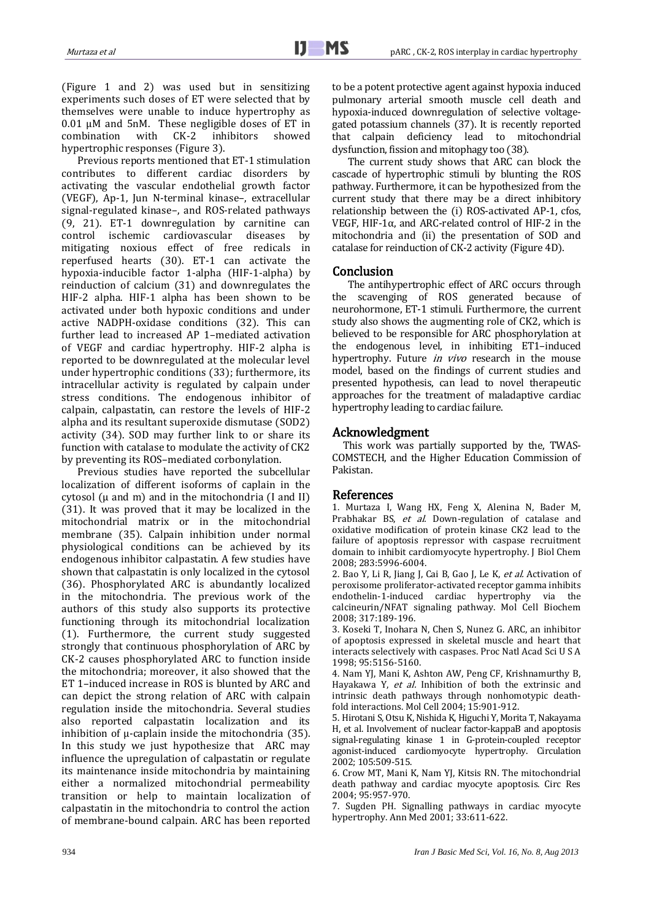(Figure 1 and 2) was used but in sensitizing experiments such doses of ET were selected that by themselves were unable to induce hypertrophy as 0.01 µM and 5nM. These negligible doses of ET in combination with CK-2 inhibitors showed hypertrophic responses (Figure 3).

Previous reports mentioned that ET-1 stimulation contributes to different cardiac disorders by activating the vascular endothelial growth factor (VEGF), Ap-1, Jun N-terminal kinase–, extracellular signal-regulated kinase–, and ROS-related pathways (9, 21). ET-1 downregulation by carnitine can control ischemic cardiovascular diseases by mitigating noxious effect of free redicals in reperfused hearts (30). ET-1 can activate the hypoxia-inducible factor 1-alpha (HIF-1-alpha) by reinduction of calcium (31) and downregulates the HIF-2 alpha. HIF-1 alpha has been shown to be activated under both hypoxic conditions and under active NADPH-oxidase conditions (32). This can further lead to increased AP 1–mediated activation of VEGF and cardiac hypertrophy. HIF-2 alpha is reported to be downregulated at the molecular level under hypertrophic conditions (33); furthermore, its intracellular activity is regulated by calpain under stress conditions. The endogenous inhibitor of calpain, calpastatin, can restore the levels of HIF-2 alpha and its resultant superoxide dismutase (SOD2) activity (34). SOD may further link to or share its function with catalase to modulate the activity of CK2 by preventing its ROS–mediated corbonylation.

Previous studies have reported the subcellular localization of different isoforms of caplain in the cytosol (µ and m) and in the mitochondria (I and II) (31). It was proved that it may be localized in the mitochondrial matrix or in the mitochondrial membrane (35). Calpain inhibition under normal physiological conditions can be achieved by its endogenous inhibitor calpastatin. A few studies have shown that calpastatin is only localized in the cytosol (36). Phosphorylated ARC is abundantly localized in the mitochondria. The previous work of the authors of this study also supports its protective functioning through its mitochondrial localization (1). Furthermore, the current study suggested strongly that continuous phosphorylation of ARC by CK-2 causes phosphorylated ARC to function inside the mitochondria; moreover, it also showed that the ET 1–induced increase in ROS is blunted by ARC and can depict the strong relation of ARC with calpain regulation inside the mitochondria. Several studies also reported calpastatin localization and its inhibition of µ-caplain inside the mitochondria (35). In this study we just hypothesize that ARC may influence the upregulation of calpastatin or regulate its maintenance inside mitochondria by maintaining either a normalized mitochondrial permeability transition or help to maintain localization of calpastatin in the mitochondria to control the action of membrane-bound calpain. ARC has been reported to be a potent protective agent against hypoxia induced pulmonary arterial smooth muscle cell death and hypoxia-induced downregulation of selective voltage-gated potassium channels (37). It is recently reported that calpain deficiency lead to mitochondrial dysfunction, fission and mitophagy too (38).

The current study shows that ARC can block the cascade of hypertrophic stimuli by blunting the ROS pathway. Furthermore, it can be hypothesized from the current study that there may be a direct inhibitory relationship between the (i) ROS-activated AP-1, cfos, VEGF, HIF-1α, and ARC-related control of HIF-2 in the mitochondria and (ii) the presentation of SOD and catalase for reinduction of CK-2 activity (Figure 4D).

## Conclusion

The antihypertrophic effect of ARC occurs through the scavenging of ROS generated because of neurohormone, ET-1 stimuli. Furthermore, the current study also shows the augmenting role of CK2, which is believed to be responsible for ARC phosphorylation at the endogenous level, in inhibiting ET1–induced hypertrophy. Future *in vivo* research in the mouse model, based on the findings of current studies and presented hypothesis, can lead to novel therapeutic approaches for the treatment of maladaptive cardiac hypertrophy leading to cardiac failure.

## Acknowledgment

This work was partially supported by the, TWAS-COMSTECH, and the Higher Education Commission of Pakistan.

## References

1. Murtaza I, Wang HX, Feng X, Alenina N, Bader M, Prabhakar BS, *et al.* Down-regulation of catalase and oxidative modification of protein kinase CK2 lead to the failure of apoptosis repressor with caspase recruitment domain to inhibit cardiomyocyte hypertrophy. J Biol Chem 2008; 283:5996-6004.
2. Bao Y, Li R, Jiang J, Cai B, Gao J, Le K, *et al.* Activation of peroxisome proliferator-activated receptor gamma inhibits endothelin-1-induced cardiac hypertrophy via the calcineurin/NFAT signaling pathway. Mol Cell Biochem 2008; 317:189-196.
3. Koseki T, Inohara N, Chen S, Nunez G. ARC, an inhibitor of apoptosis expressed in skeletal muscle and heart that interacts selectively with caspases. Proc Natl Acad Sci U S A 1998; 95:5156-5160.
4. Nam YJ, Mani K, Ashton AW, Peng CF, Krishnamurthy B, Hayakawa Y, *et al.* Inhibition of both the extrinsic and intrinsic death pathways through nonhomotypic death-fold interactions. Mol Cell 2004; 15:901-912.
5. Hirotani S, Otsu K, Nishida K, Higuchi Y, Morita T, Nakayama H, et al. Involvement of nuclear factor-kappaB and apoptosis signal-regulating kinase 1 in G-protein-coupled receptor agonist-induced cardiomyocyte hypertrophy. Circulation 2002; 105:509-515.
6. Crow MT, Mani K, Nam YJ, Kitsis RN. The mitochondrial death pathway and cardiac myocyte apoptosis. Circ Res 2004; 95:957-970.
7. Sugden PH. Signalling pathways in cardiac myocyte hypertrophy. Ann Med 2001; 33:611-622.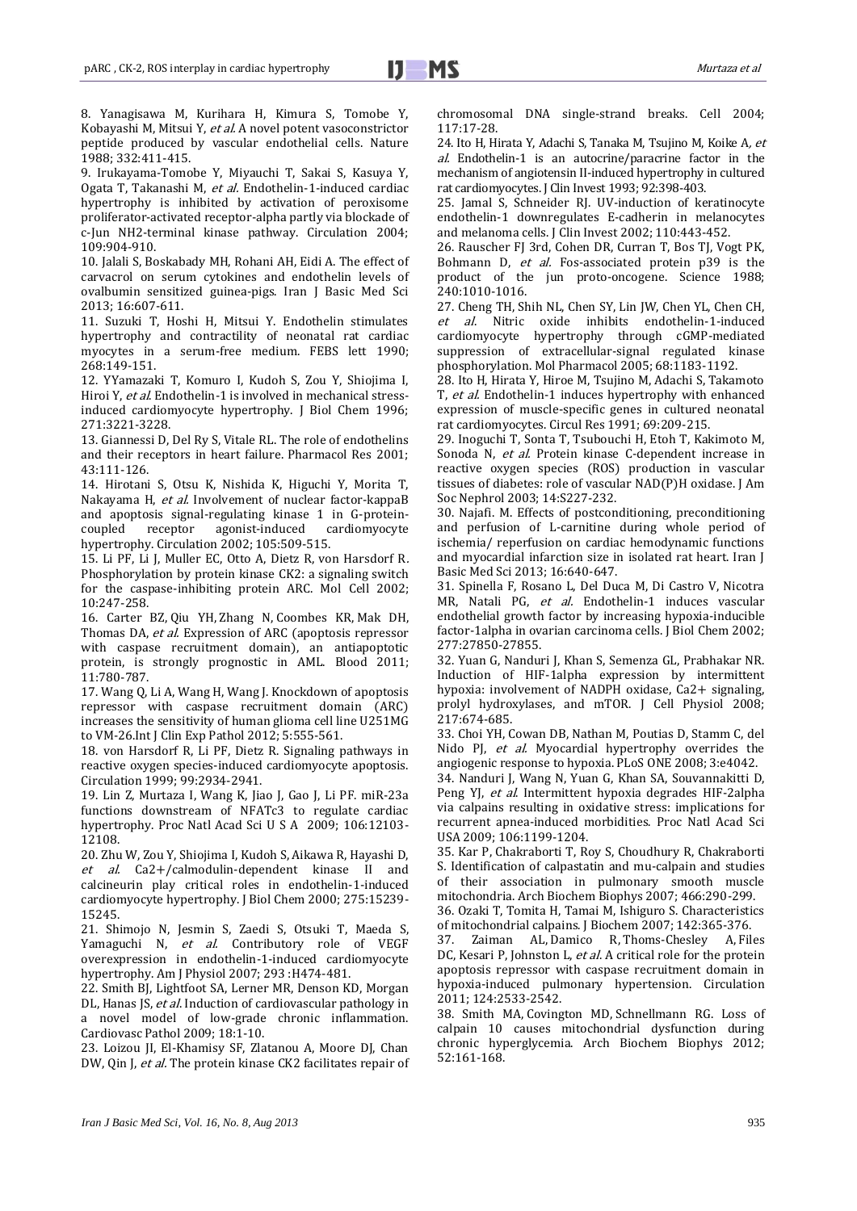8. Yanagisawa M, Kurihara H, Kimura S, Tomobe Y, Kobayashi M, Mitsui Y, *et al.* A novel potent vasoconstrictor peptide produced by vascular endothelial cells. Nature 1988; 332:411-415.

9. Irukayama-Tomobe Y, Miyauchi T, Sakai S, Kasuya Y, Ogata T, Takanashi M, *et al.* Endothelin-1-induced cardiac hypertrophy is inhibited by activation of peroxisome proliferator-activated receptor-alpha partly via blockade of c-Jun NH2-terminal kinase pathway. Circulation 2004; 109:904-910.

10. Jalali S, Boskabady MH, Rohani AH, Eidi A. The effect of carvacrol on serum cytokines and endothelin levels of ovalbumin sensitized guinea-pigs. Iran J Basic Med Sci 2013; 16:607-611.

11. Suzuki T, Hoshi H, Mitsui Y. Endothelin stimulates hypertrophy and contractility of neonatal rat cardiac myocytes in a serum-free medium. FEBS lett 1990; 268:149-151.

12. YYamazaki T, Komuro I, Kudoh S, Zou Y, Shiojima I, Hiroi Y, *et al.* Endothelin-1 is involved in mechanical stress-induced cardiomyocyte hypertrophy. J Biol Chem 1996; 271:3221-3228.

13. Giannessi D, Del Ry S, Vitale RL. The role of endothelins and their receptors in heart failure. Pharmacol Res 2001; 43:111-126.

14. Hirotani S, Otsu K, Nishida K, Higuchi Y, Morita T, Nakayama H, *et al.* Involvement of nuclear factor-kappaB and apoptosis signal-regulating kinase 1 in G-protein-coupled receptor agonist-induced cardiomyocyte hypertrophy. Circulation 2002; 105:509-515.

15. Li PF, Li J, Muller EC, Otto A, Dietz R, von Harsdorf R. Phosphorylation by protein kinase CK2: a signaling switch for the caspase-inhibiting protein ARC. Mol Cell 2002; 10:247-258.

16. Carter BZ, Qiu YH, Zhang N, Coombes KR, Mak DH, Thomas DA, *et al.* Expression of ARC (apoptosis repressor with caspase recruitment domain), an antiapoptotic protein, is strongly prognostic in AML. Blood 2011; 11:780-787.

17. Wang Q, Li A, Wang H, Wang J. Knockdown of apoptosis repressor with caspase recruitment domain (ARC) increases the sensitivity of human glioma cell line U251MG to VM-26.Int J Clin Exp Pathol 2012; 5:555-561.

18. von Harsdorf R, Li PF, Dietz R. Signaling pathways in reactive oxygen species-induced cardiomyocyte apoptosis. Circulation 1999; 99:2934-2941.

19. Lin Z, Murtaza I, Wang K, Jiao J, Gao J, Li PF. miR-23a functions downstream of NFATc3 to regulate cardiac hypertrophy. Proc Natl Acad Sci U S A 2009; 106:12103-12108.

20. Zhu W, Zou Y, Shiojima I, Kudoh S, Aikawa R, Hayashi D, *et al.* Ca2+/calmodulin-dependent kinase II and calcineurin play critical roles in endothelin-1-induced cardiomyocyte hypertrophy. J Biol Chem 2000; 275:15239-15245.

21. Shimojo N, Jesmin S, Zaedi S, Otsuki T, Maeda S, Yamaguchi N, *et al.* Contributory role of VEGF overexpression in endothelin-1-induced cardiomyocyte hypertrophy. Am J Physiol 2007; 293 :H474-481.

22. Smith BJ, Lightfoot SA, Lerner MR, Denson KD, Morgan DL, Hanas JS, *et al.* Induction of cardiovascular pathology in a novel model of low-grade chronic inflammation. Cardiovasc Pathol 2009; 18:1-10.

23. Loizou JI, El-Khamisy SF, Zlatanou A, Moore DJ, Chan DW, Qin J, *et al.* The protein kinase CK2 facilitates repair of chromosomal DNA single-strand breaks. Cell 2004; 117:17-28.

24. Ito H, Hirata Y, Adachi S, Tanaka M, Tsujino M, Koike A, *et al.* Endothelin-1 is an autocrine/paracrine factor in the mechanism of angiotensin II-induced hypertrophy in cultured rat cardiomyocytes. J Clin Invest 1993; 92:398-403.

25. Jamal S, Schneider RJ. UV-induction of keratinocyte endothelin-1 downregulates E-cadherin in melanocytes and melanoma cells. J Clin Invest 2002; 110:443-452.

26. Rauscher FJ 3rd, Cohen DR, Curran T, Bos TJ, Vogt PK, Bohmann D, *et al.* Fos-associated protein p39 is the product of the jun proto-oncogene. Science 1988; 240:1010-1016.

27. Cheng TH, Shih NL, Chen SY, Lin JW, Chen YL, Chen CH, *et al.* Nitric oxide inhibits endothelin-1-induced cardiomyocyte hypertrophy through cGMP-mediated suppression of extracellular-signal regulated kinase phosphorylation. Mol Pharmacol 2005; 68:1183-1192.

28. Ito H, Hirata Y, Hiroe M, Tsujino M, Adachi S, Takamoto T, *et al.* Endothelin-1 induces hypertrophy with enhanced expression of muscle-specific genes in cultured neonatal rat cardiomyocytes. Circul Res 1991; 69:209-215.

29. Inoguchi T, Sonta T, Tsubouchi H, Etoh T, Kakimoto M, Sonoda N, *et al.* Protein kinase C-dependent increase in reactive oxygen species (ROS) production in vascular tissues of diabetes: role of vascular NAD(P)H oxidase. J Am Soc Nephrol 2003; 14:S227-232.

30. Najafi. M. Effects of postconditioning, preconditioning and perfusion of L-carnitine during whole period of ischemia/ reperfusion on cardiac hemodynamic functions and myocardial infarction size in isolated rat heart. Iran J Basic Med Sci 2013; 16:640-647.

31. Spinella F, Rosano L, Del Duca M, Di Castro V, Nicotra MR, Natali PG, *et al.* Endothelin-1 induces vascular endothelial growth factor by increasing hypoxia-inducible factor-1alpha in ovarian carcinoma cells. J Biol Chem 2002; 277:27850-27855.

32. Yuan G, Nanduri J, Khan S, Semenza GL, Prabhakar NR. Induction of HIF-1alpha expression by intermittent hypoxia: involvement of NADPH oxidase, Ca2+ signaling, prolyl hydroxylases, and mTOR. J Cell Physiol 2008; 217:674-685.

33. Choi YH, Cowan DB, Nathan M, Poutias D, Stamm C, del Nido PJ, *et al.* Myocardial hypertrophy overrides the angiogenic response to hypoxia. PLoS ONE 2008; 3:e4042.

34. Nanduri J, Wang N, Yuan G, Khan SA, Souvannakitti D, Peng YJ, *et al.* Intermittent hypoxia degrades HIF-2alpha via calpains resulting in oxidative stress: implications for recurrent apnea-induced morbidities. Proc Natl Acad Sci USA 2009; 106:1199-1204.

35. Kar P, Chakraborti T, Roy S, Choudhury R, Chakraborti S. Identification of calpastatin and mu-calpain and studies of their association in pulmonary smooth muscle mitochondria. Arch Biochem Biophys 2007; 466:290-299.

36. Ozaki T, Tomita H, Tamai M, Ishiguro S. Characteristics of mitochondrial calpains. J Biochem 2007; 142:365-376.

37. Zaiman AL, Damico R, Thoms-Chesley A, Files DC, Kesari P, Johnston L, *et al.* A critical role for the protein apoptosis repressor with caspase recruitment domain in hypoxia-induced pulmonary hypertension. Circulation 2011; 124:2533-2542.

38. Smith MA, Covington MD, Schnellmann RG. Loss of calpain 10 causes mitochondrial dysfunction during chronic hyperglycemia. Arch Biochem Biophys 2012; 52:161-168.